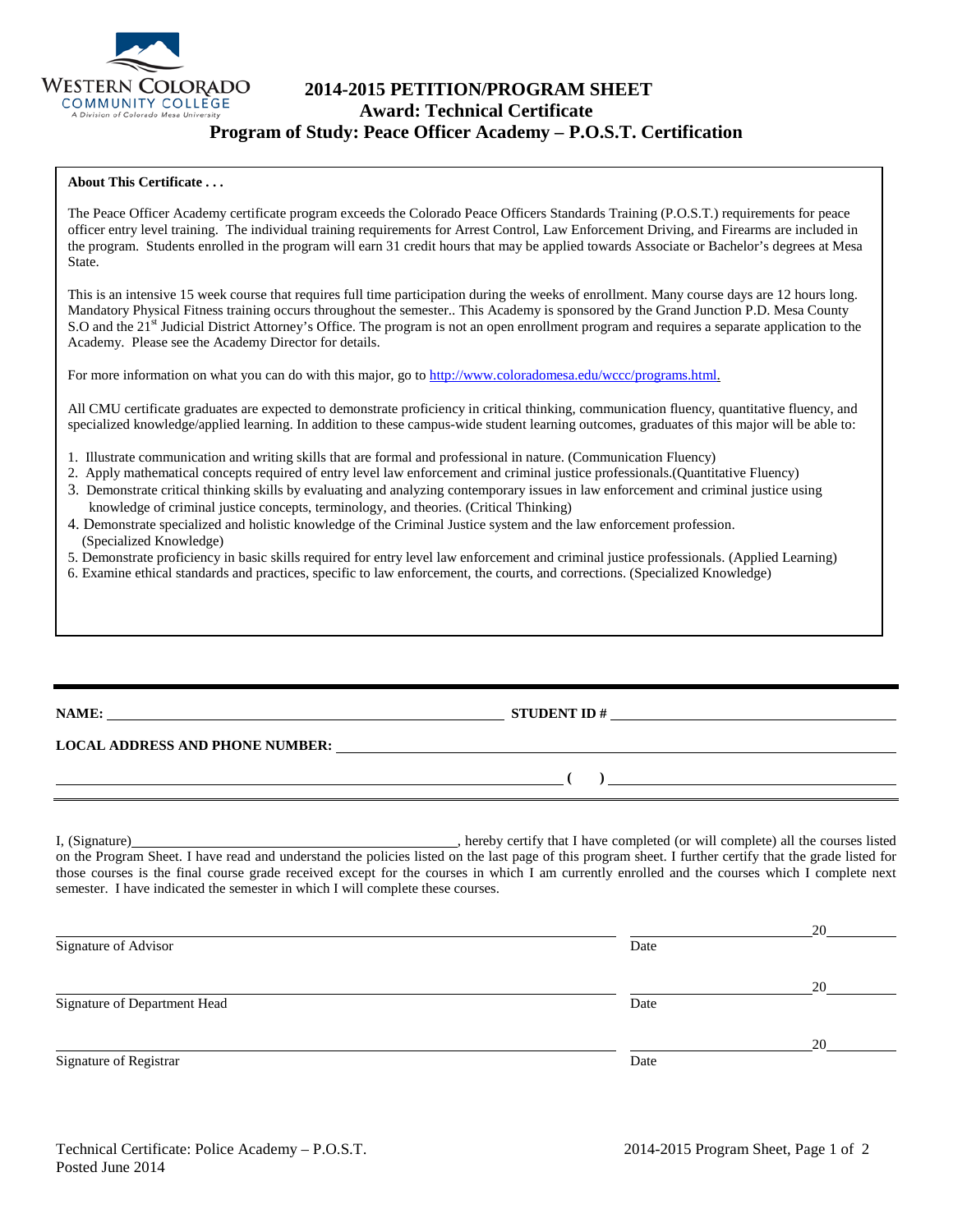# 2014-2015 PETITION/PROGRAM SHEET

## Award: Technical Certificate

## Program of Study: Peace Officer Academy – P.O.S.T. Certification

**About This Certificate . . .**

The Peace Officer Academy certificate program exceeds the Colorado Peace Officers Standards Training (P.O.S.T.) requirements for peace officer entry level training. The individual training requirements for Arrest Control, Law Enforcement Driving, and Firearms are included in the program. Students enrolled in the program will earn 31 credit hours that may be applied towards Associate or Bachelor's degrees at Mesa State.

This is an intensive 15 week course that requires full time participation during the weeks of enrollment. Many course days are 12 hours long. Mandatory Physical Fitness training occurs throughout the semester.. This Academy is sponsored by the Grand Junction P.D. Mesa County S.O and the 21st Judicial District Attorney's Office. The program is not an open enrollment program and requires a separate application to the Academy. Please see the Academy Director for details.

For more information on what you can do with this major, go to http://www.coloradomesa.edu/wccc/programs.html.

All CMU certificate graduates are expected to demonstrate proficiency in critical thinking, communication fluency, quantitative fluency, and specialized knowledge/applied learning. In addition to these campus-wide student learning outcomes, graduates of this major will be able to:

1. Illustrate communication and writing skills that are formal and professional in nature. (Communication Fluency)
2. Apply mathematical concepts required of entry level law enforcement and criminal justice professionals.(Quantitative Fluency)
3. Demonstrate critical thinking skills by evaluating and analyzing contemporary issues in law enforcement and criminal justice using knowledge of criminal justice concepts, terminology, and theories. (Critical Thinking)
4. Demonstrate specialized and holistic knowledge of the Criminal Justice system and the law enforcement profession. (Specialized Knowledge)
5. Demonstrate proficiency in basic skills required for entry level law enforcement and criminal justice professionals. (Applied Learning)
6. Examine ethical standards and practices, specific to law enforcement, the courts, and corrections. (Specialized Knowledge)

---

**NAME:** \_\_\_\_\_\_\_\_\_\_\_\_\_\_\_\_\_\_\_\_ **STUDENT ID #** \_\_\_\_\_\_\_\_\_\_\_\_\_\_\_\_\_\_\_\_

**LOCAL ADDRESS AND PHONE NUMBER:** \_\_\_\_\_\_\_\_\_\_\_\_\_\_\_\_\_\_\_\_

\_\_\_\_\_\_\_\_\_\_\_\_\_\_\_\_\_\_\_\_ **( )** \_\_\_\_\_\_\_\_\_\_\_\_\_\_\_\_\_\_\_\_

I, (Signature)\_\_\_\_\_\_\_\_\_\_\_\_\_\_\_\_\_\_\_\_, hereby certify that I have completed (or will complete) all the courses listed on the Program Sheet. I have read and understand the policies listed on the last page of this program sheet. I further certify that the grade listed for those courses is the final course grade received except for the courses in which I am currently enrolled and the courses which I complete next semester. I have indicated the semester in which I will complete these courses.

\_\_\_\_\_\_\_\_\_\_\_\_\_\_\_\_\_\_\_\_ \_\_\_\_\_\_\_\_\_\_20\_\_\_\_
Signature of Advisor Date

\_\_\_\_\_\_\_\_\_\_\_\_\_\_\_\_\_\_\_\_ \_\_\_\_\_\_\_\_\_\_20\_\_\_\_
Signature of Department Head Date

\_\_\_\_\_\_\_\_\_\_\_\_\_\_\_\_\_\_\_\_ \_\_\_\_\_\_\_\_\_\_20\_\_\_\_
Signature of Registrar Date

Technical Certificate: Police Academy – P.O.S.T.
Posted June 2014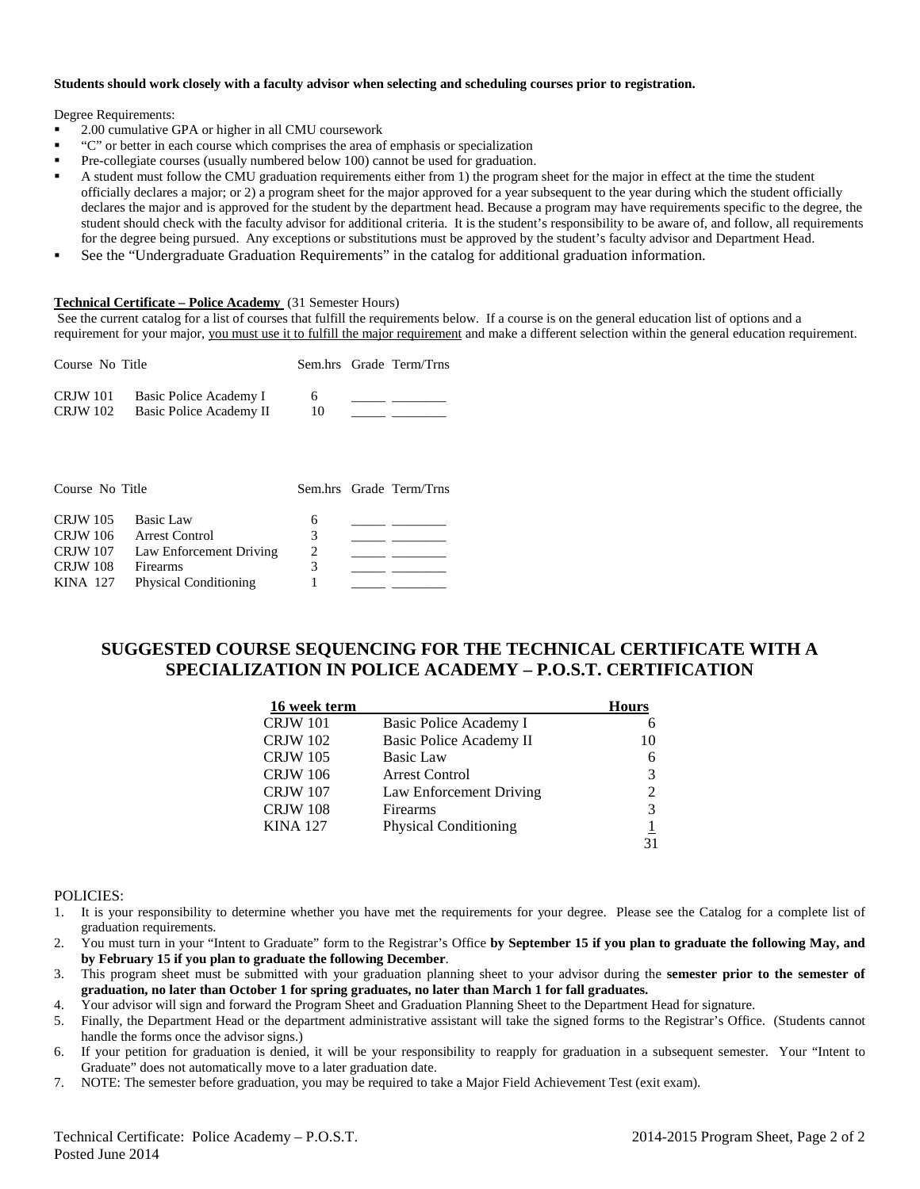**Students should work closely with a faculty advisor when selecting and scheduling courses prior to registration.**

Degree Requirements:

- 2.00 cumulative GPA or higher in all CMU coursework
- "C" or better in each course which comprises the area of emphasis or specialization
- Pre-collegiate courses (usually numbered below 100) cannot be used for graduation.
- A student must follow the CMU graduation requirements either from 1) the program sheet for the major in effect at the time the student officially declares a major; or 2) a program sheet for the major approved for a year subsequent to the year during which the student officially declares the major and is approved for the student by the department head. Because a program may have requirements specific to the degree, the student should check with the faculty advisor for additional criteria. It is the student's responsibility to be aware of, and follow, all requirements for the degree being pursued. Any exceptions or substitutions must be approved by the student's faculty advisor and Department Head.
- See the "Undergraduate Graduation Requirements" in the catalog for additional graduation information.

**Technical Certificate – Police Academy** (31 Semester Hours)

See the current catalog for a list of courses that fulfill the requirements below. If a course is on the general education list of options and a requirement for your major, you must use it to fulfill the major requirement and make a different selection within the general education requirement.

| Course No | Title | Sem.hrs | Grade | Term/Trns |
|---|---|---|---|---|
| CRJW 101 | Basic Police Academy I | 6 | _____ | ________ |
| CRJW 102 | Basic Police Academy II | 10 | _____ | ________ |

| Course No | Title | Sem.hrs | Grade | Term/Trns |
|---|---|---|---|---|
| CRJW 105 | Basic Law | 6 | _____ | ________ |
| CRJW 106 | Arrest Control | 3 | _____ | ________ |
| CRJW 107 | Law Enforcement Driving | 2 | _____ | ________ |
| CRJW 108 | Firearms | 3 | _____ | ________ |
| KINA 127 | Physical Conditioning | 1 | _____ | ________ |

## SUGGESTED COURSE SEQUENCING FOR THE TECHNICAL CERTIFICATE WITH A SPECIALIZATION IN POLICE ACADEMY – P.O.S.T. CERTIFICATION

| 16 week term | | Hours |
|---|---|---|
| CRJW 101 | Basic Police Academy I | 6 |
| CRJW 102 | Basic Police Academy II | 10 |
| CRJW 105 | Basic Law | 6 |
| CRJW 106 | Arrest Control | 3 |
| CRJW 107 | Law Enforcement Driving | 2 |
| CRJW 108 | Firearms | 3 |
| KINA 127 | Physical Conditioning | 1 |
| | | 31 |

POLICIES:

1. It is your responsibility to determine whether you have met the requirements for your degree. Please see the Catalog for a complete list of graduation requirements.
2. You must turn in your "Intent to Graduate" form to the Registrar's Office **by September 15 if you plan to graduate the following May, and by February 15 if you plan to graduate the following December**.
3. This program sheet must be submitted with your graduation planning sheet to your advisor during the **semester prior to the semester of graduation, no later than October 1 for spring graduates, no later than March 1 for fall graduates.**
4. Your advisor will sign and forward the Program Sheet and Graduation Planning Sheet to the Department Head for signature.
5. Finally, the Department Head or the department administrative assistant will take the signed forms to the Registrar's Office. (Students cannot handle the forms once the advisor signs.)
6. If your petition for graduation is denied, it will be your responsibility to reapply for graduation in a subsequent semester. Your "Intent to Graduate" does not automatically move to a later graduation date.
7. NOTE: The semester before graduation, you may be required to take a Major Field Achievement Test (exit exam).

Technical Certificate: Police Academy – P.O.S.T.
Posted June 2014